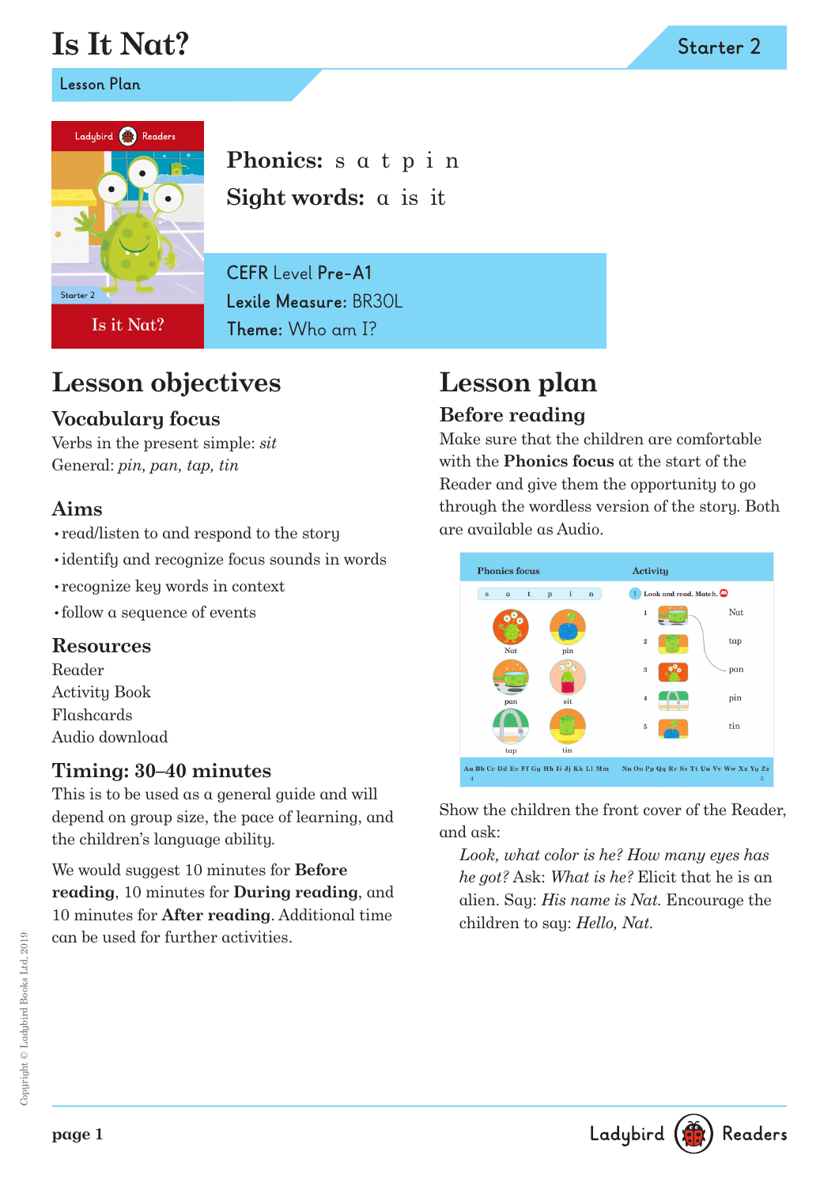# Is It Nat?

Starter 2

Lesson Plan

**Phonics:** s a t p i n

**Sight words:** a is it

CEFR Level **Pre-A1**

**Lexile Measure:** BR30L

**Theme:** Who am I?

## Lesson objectives

### Vocabulary focus

Verbs in the present simple: *sit*

General: *pin, pan, tap, tin*

### Aims

- read/listen to and respond to the story
- identify and recognize focus sounds in words
- recognize key words in context
- follow a sequence of events

### Resources

Reader

Activity Book

Flashcards

Audio download

### Timing: 30–40 minutes

This is to be used as a general guide and will depend on group size, the pace of learning, and the children's language ability.

We would suggest 10 minutes for **Before reading**, 10 minutes for **During reading**, and 10 minutes for **After reading**. Additional time can be used for further activities.

## Lesson plan

### Before reading

Make sure that the children are comfortable with the **Phonics focus** at the start of the Reader and give them the opportunity to go through the wordless version of the story. Both are available as Audio.

Show the children the front cover of the Reader, and ask:

*Look, what color is he? How many eyes has he got?* Ask: *What is he?* Elicit that he is an alien. Say: *His name is Nat.* Encourage the children to say: *Hello, Nat.*

Copyright © Ladybird Books Ltd, 2019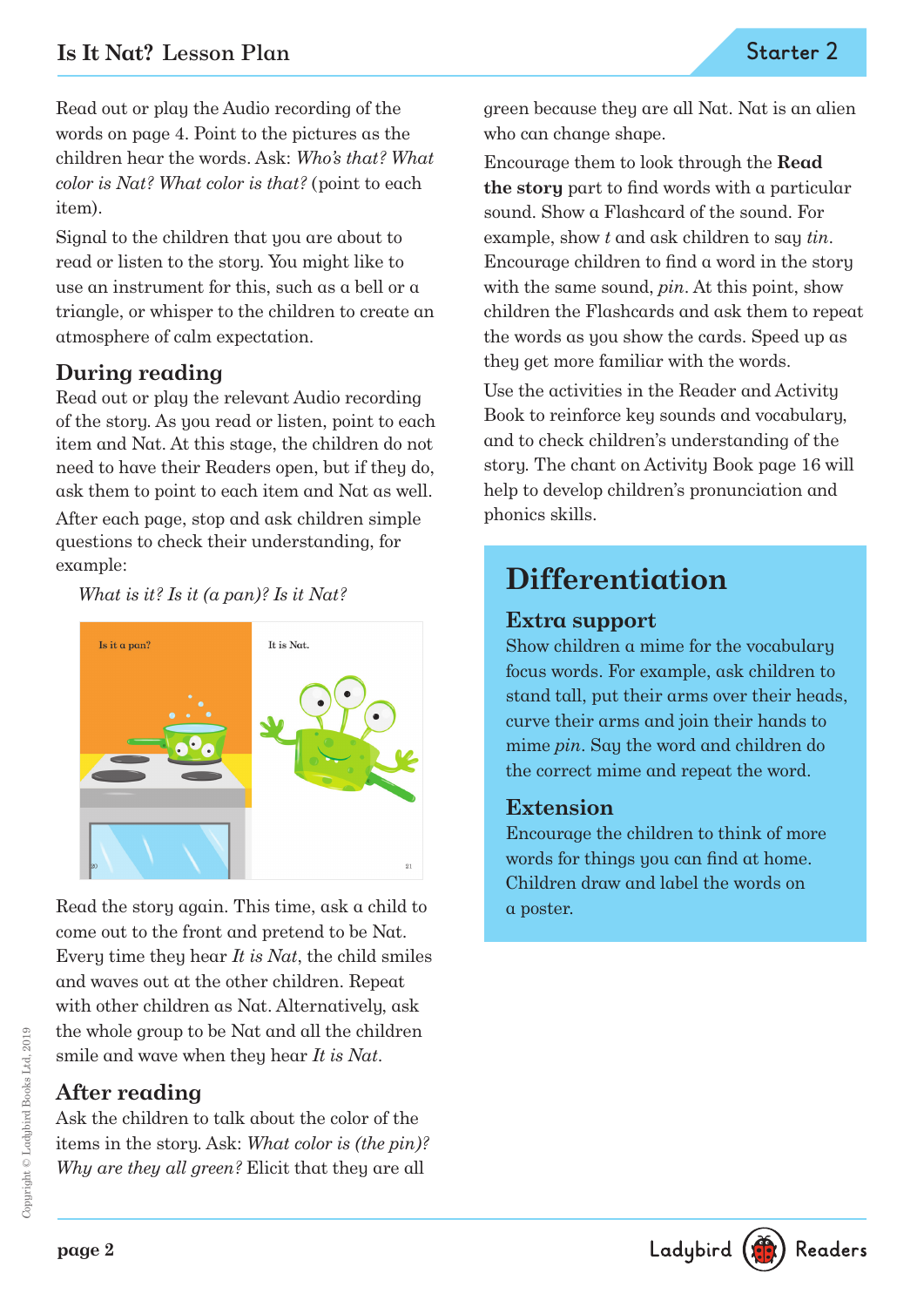Read out or play the Audio recording of the words on page 4. Point to the pictures as the children hear the words. Ask: *Who's that? What color is Nat? What color is that?* (point to each item).

Signal to the children that you are about to read or listen to the story. You might like to use an instrument for this, such as a bell or a triangle, or whisper to the children to create an atmosphere of calm expectation.

## During reading

Read out or play the relevant Audio recording of the story. As you read or listen, point to each item and Nat. At this stage, the children do not need to have their Readers open, but if they do, ask them to point to each item and Nat as well.

After each page, stop and ask children simple questions to check their understanding, for example:

*What is it? Is it (a pan)? Is it Nat?*

Is it a pan?

It is Nat.

Read the story again. This time, ask a child to come out to the front and pretend to be Nat. Every time they hear *It is Nat*, the child smiles and waves out at the other children. Repeat with other children as Nat. Alternatively, ask the whole group to be Nat and all the children smile and wave when they hear *It is Nat*.

## After reading

Ask the children to talk about the color of the items in the story. Ask: *What color is (the pin)? Why are they all green?* Elicit that they are all green because they are all Nat. Nat is an alien who can change shape.

Encourage them to look through the **Read the story** part to find words with a particular sound. Show a Flashcard of the sound. For example, show *t* and ask children to say *tin*. Encourage children to find a word in the story with the same sound, *pin*. At this point, show children the Flashcards and ask them to repeat the words as you show the cards. Speed up as they get more familiar with the words.

Use the activities in the Reader and Activity Book to reinforce key sounds and vocabulary, and to check children's understanding of the story. The chant on Activity Book page 16 will help to develop children's pronunciation and phonics skills.

# Differentiation

### Extra support

Show children a mime for the vocabulary focus words. For example, ask children to stand tall, put their arms over their heads, curve their arms and join their hands to mime *pin*. Say the word and children do the correct mime and repeat the word.

### Extension

Encourage the children to think of more words for things you can find at home. Children draw and label the words on a poster.